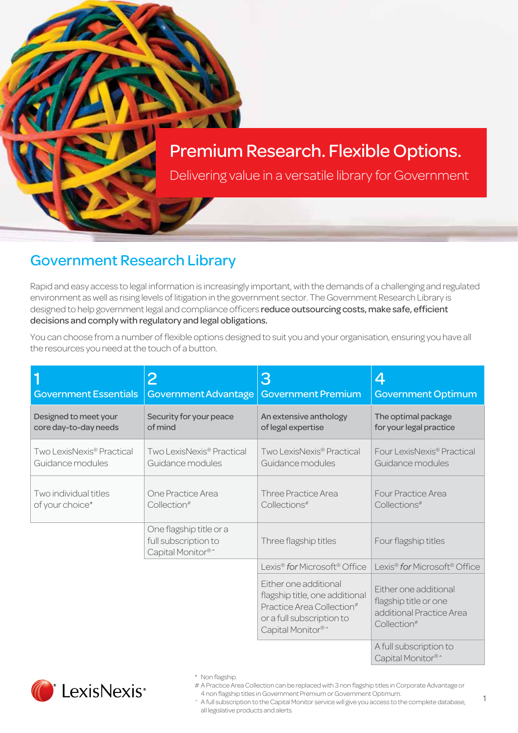# Premium Research. Flexible Options.

Delivering value in a versatile library for Government

## Government Research Library

Rapid and easy access to legal information is increasingly important, with the demands of a challenging and regulated environment as well as rising levels of litigation in the government sector. The Government Research Library is designed to help government legal and compliance officers **reduce outsourcing costs, make safe, efficient decisions and comply with regulatory and legal obligations.**

You can choose from a number of flexible options designed to suit you and your organisation, ensuring you have all the resources you need at the touch of a button.

| 1 Government Essentials | 2 Government Advantage | 3 Government Premium | 4 Government Optimum |
|---|---|---|---|
| **Designed to meet your core day-to-day needs** | **Security for your peace of mind** | **An extensive anthology of legal expertise** | **The optimal package for your legal practice** |
| Two LexisNexis® Practical Guidance modules | Two LexisNexis® Practical Guidance modules | Two LexisNexis® Practical Guidance modules | Four LexisNexis® Practical Guidance modules |
| Two individual titles of your choice* | One Practice Area Collection# | Three Practice Area Collections# | Four Practice Area Collections# |
| | One flagship title or a full subscription to Capital Monitor®^ | Three flagship titles | Four flagship titles |
| | | Lexis® *for* Microsoft® Office | Lexis® *for* Microsoft® Office |
| | | Either one additional flagship title, one additional Practice Area Collection# or a full subscription to Capital Monitor®^ | Either one additional flagship title or one additional Practice Area Collection# |
| | | | A full subscription to Capital Monitor®^ |

LexisNexis®

\* Non flagship.

\# A Practice Area Collection can be replaced with 3 non flagship titles in Corporate Advantage or 4 non flagship titles in Government Premium or Government Optimum.

^ A full subscription to the Capital Monitor service will give you access to the complete database, all legislative products and alerts.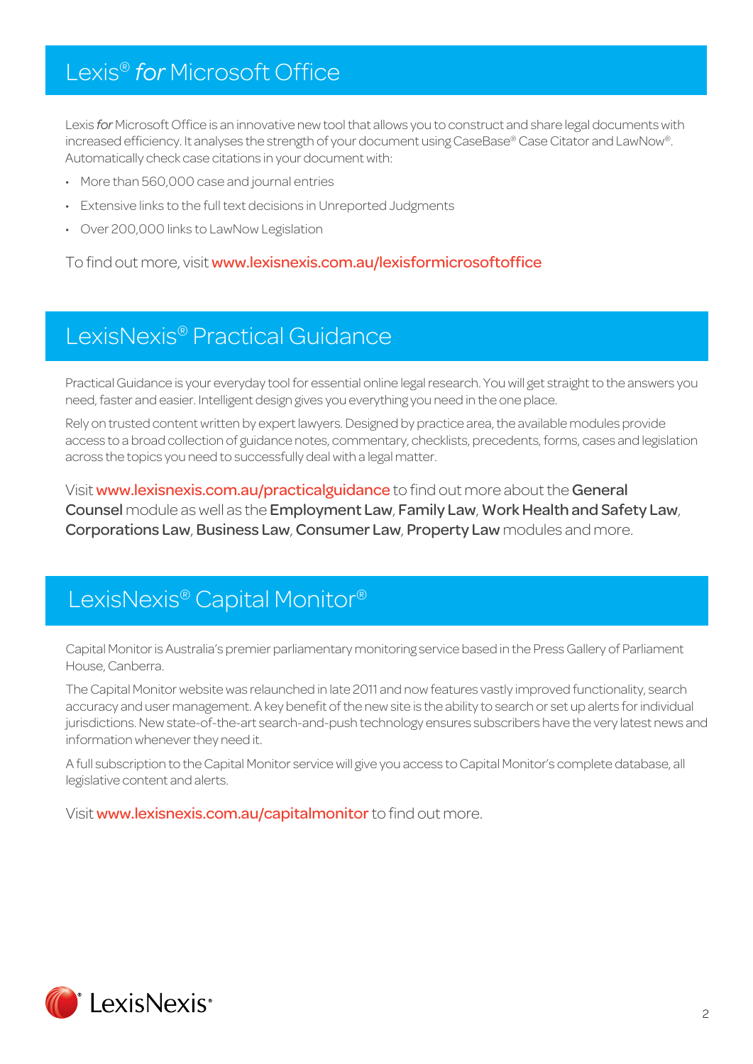## Lexis® *for* Microsoft Office

Lexis *for* Microsoft Office is an innovative new tool that allows you to construct and share legal documents with increased efficiency. It analyses the strength of your document using CaseBase® Case Citator and LawNow®. Automatically check case citations in your document with:

- More than 560,000 case and journal entries
- Extensive links to the full text decisions in Unreported Judgments
- Over 200,000 links to LawNow Legislation

To find out more, visit **www.lexisnexis.com.au/lexisformicrosoftoffice**

## LexisNexis® Practical Guidance

Practical Guidance is your everyday tool for essential online legal research. You will get straight to the answers you need, faster and easier. Intelligent design gives you everything you need in the one place.

Rely on trusted content written by expert lawyers. Designed by practice area, the available modules provide access to a broad collection of guidance notes, commentary, checklists, precedents, forms, cases and legislation across the topics you need to successfully deal with a legal matter.

Visit **www.lexisnexis.com.au/practicalguidance** to find out more about the **General Counsel** module as well as the **Employment Law**, **Family Law**, **Work Health and Safety Law**, **Corporations Law**, **Business Law**, **Consumer Law**, **Property Law** modules and more.

## LexisNexis® Capital Monitor®

Capital Monitor is Australia's premier parliamentary monitoring service based in the Press Gallery of Parliament House, Canberra.

The Capital Monitor website was relaunched in late 2011 and now features vastly improved functionality, search accuracy and user management. A key benefit of the new site is the ability to search or set up alerts for individual jurisdictions. New state-of-the-art search-and-push technology ensures subscribers have the very latest news and information whenever they need it.

A full subscription to the Capital Monitor service will give you access to Capital Monitor's complete database, all legislative content and alerts.

Visit **www.lexisnexis.com.au/capitalmonitor** to find out more.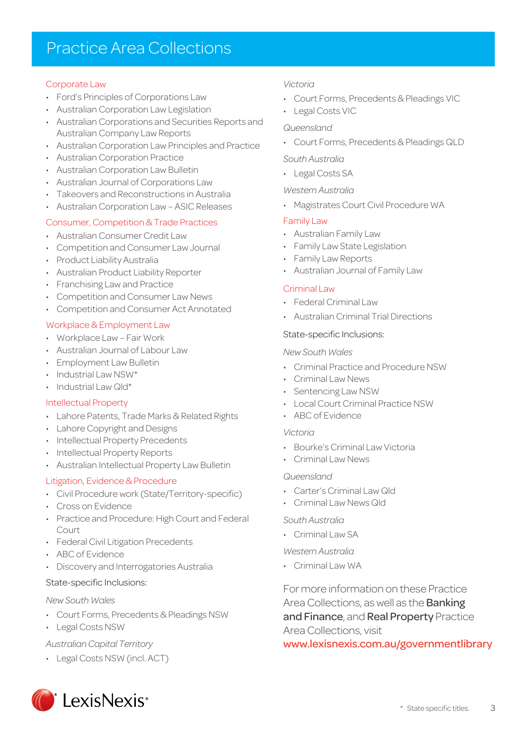# Practice Area Collections

## Corporate Law

- Ford's Principles of Corporations Law
- Australian Corporation Law Legislation
- Australian Corporations and Securities Reports and Australian Company Law Reports
- Australian Corporation Law Principles and Practice
- Australian Corporation Practice
- Australian Corporation Law Bulletin
- Australian Journal of Corporations Law
- Takeovers and Reconstructions in Australia
- Australian Corporation Law – ASIC Releases

## Consumer, Competition & Trade Practices

- Australian Consumer Credit Law
- Competition and Consumer Law Journal
- Product Liability Australia
- Australian Product Liability Reporter
- Franchising Law and Practice
- Competition and Consumer Law News
- Competition and Consumer Act Annotated

## Workplace & Employment Law

- Workplace Law – Fair Work
- Australian Journal of Labour Law
- Employment Law Bulletin
- Industrial Law NSW*
- Industrial Law Qld*

## Intellectual Property

- Lahore Patents, Trade Marks & Related Rights
- Lahore Copyright and Designs
- Intellectual Property Precedents
- Intellectual Property Reports
- Australian Intellectual Property Law Bulletin

## Litigation, Evidence & Procedure

- Civil Procedure work (State/Territory-specific)
- Cross on Evidence
- Practice and Procedure: High Court and Federal Court
- Federal Civil Litigation Precedents
- ABC of Evidence
- Discovery and Interrogatories Australia

State-specific Inclusions:

*New South Wales*

- Court Forms, Precedents & Pleadings NSW
- Legal Costs NSW

*Australian Capital Territory*

- Legal Costs NSW (incl. ACT)

*Victoria*

- Court Forms, Precedents & Pleadings VIC
- Legal Costs VIC

*Queensland*

- Court Forms, Precedents & Pleadings QLD

*South Australia*

- Legal Costs SA

*Western Australia*

- Magistrates Court Civil Procedure WA

## Family Law

- Australian Family Law
- Family Law State Legislation
- Family Law Reports
- Australian Journal of Family Law

## Criminal Law

- Federal Criminal Law
- Australian Criminal Trial Directions

State-specific Inclusions:

*New South Wales*

- Criminal Practice and Procedure NSW
- Criminal Law News
- Sentencing Law NSW
- Local Court Criminal Practice NSW
- ABC of Evidence

*Victoria*

- Bourke's Criminal Law Victoria
- Criminal Law News

*Queensland*

- Carter's Criminal Law Qld
- Criminal Law News Qld

*South Australia*

- Criminal Law SA

*Western Australia*

- Criminal Law WA

For more information on these Practice Area Collections, as well as the **Banking and Finance**, and **Real Property** Practice Area Collections, visit **www.lexisnexis.com.au/governmentlibrary**

\* State specific titles.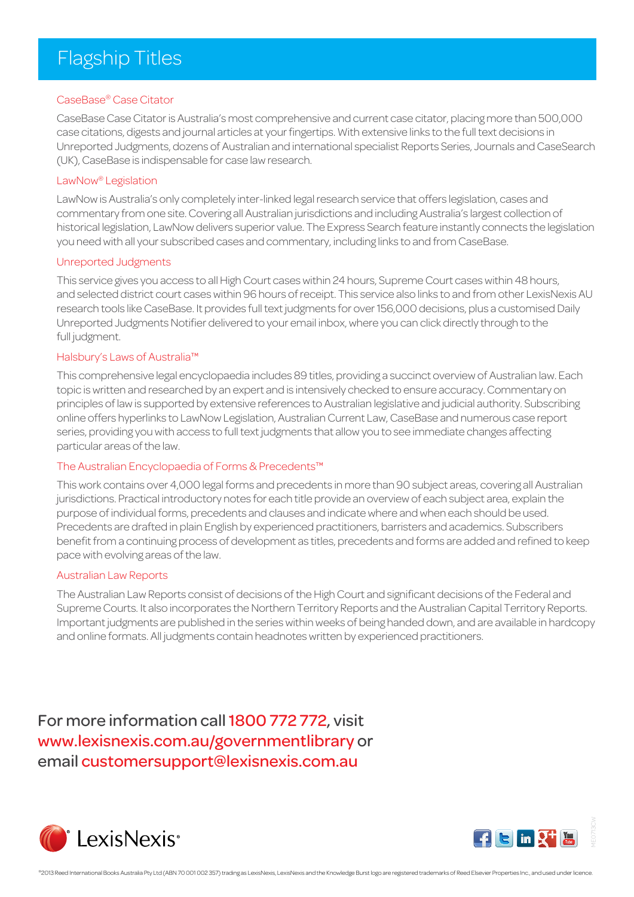# Flagship Titles

### CaseBase® Case Citator

CaseBase Case Citator is Australia's most comprehensive and current case citator, placing more than 500,000 case citations, digests and journal articles at your fingertips. With extensive links to the full text decisions in Unreported Judgments, dozens of Australian and international specialist Reports Series, Journals and CaseSearch (UK), CaseBase is indispensable for case law research.

### LawNow® Legislation

LawNow is Australia's only completely inter-linked legal research service that offers legislation, cases and commentary from one site. Covering all Australian jurisdictions and including Australia's largest collection of historical legislation, LawNow delivers superior value. The Express Search feature instantly connects the legislation you need with all your subscribed cases and commentary, including links to and from CaseBase.

### Unreported Judgments

This service gives you access to all High Court cases within 24 hours, Supreme Court cases within 48 hours, and selected district court cases within 96 hours of receipt. This service also links to and from other LexisNexis AU research tools like CaseBase. It provides full text judgments for over 156,000 decisions, plus a customised Daily Unreported Judgments Notifier delivered to your email inbox, where you can click directly through to the full judgment.

### Halsbury's Laws of Australia™

This comprehensive legal encyclopaedia includes 89 titles, providing a succinct overview of Australian law. Each topic is written and researched by an expert and is intensively checked to ensure accuracy. Commentary on principles of law is supported by extensive references to Australian legislative and judicial authority. Subscribing online offers hyperlinks to LawNow Legislation, Australian Current Law, CaseBase and numerous case report series, providing you with access to full text judgments that allow you to see immediate changes affecting particular areas of the law.

### The Australian Encyclopaedia of Forms & Precedents™

This work contains over 4,000 legal forms and precedents in more than 90 subject areas, covering all Australian jurisdictions. Practical introductory notes for each title provide an overview of each subject area, explain the purpose of individual forms, precedents and clauses and indicate where and when each should be used. Precedents are drafted in plain English by experienced practitioners, barristers and academics. Subscribers benefit from a continuing process of development as titles, precedents and forms are added and refined to keep pace with evolving areas of the law.

### Australian Law Reports

The Australian Law Reports consist of decisions of the High Court and significant decisions of the Federal and Supreme Courts. It also incorporates the Northern Territory Reports and the Australian Capital Territory Reports. Important judgments are published in the series within weeks of being handed down, and are available in hardcopy and online formats. All judgments contain headnotes written by experienced practitioners.

For more information call 1800 772 772, visit www.lexisnexis.com.au/governmentlibrary or email customersupport@lexisnexis.com.au

LexisNexis®

MED713CW

©2013 Reed International Books Australia Pty Ltd (ABN 70 001 002 357) trading as LexisNexis. LexisNexis and the Knowledge Burst logo are registered trademarks of Reed Elsevier Properties Inc., and used under licence.